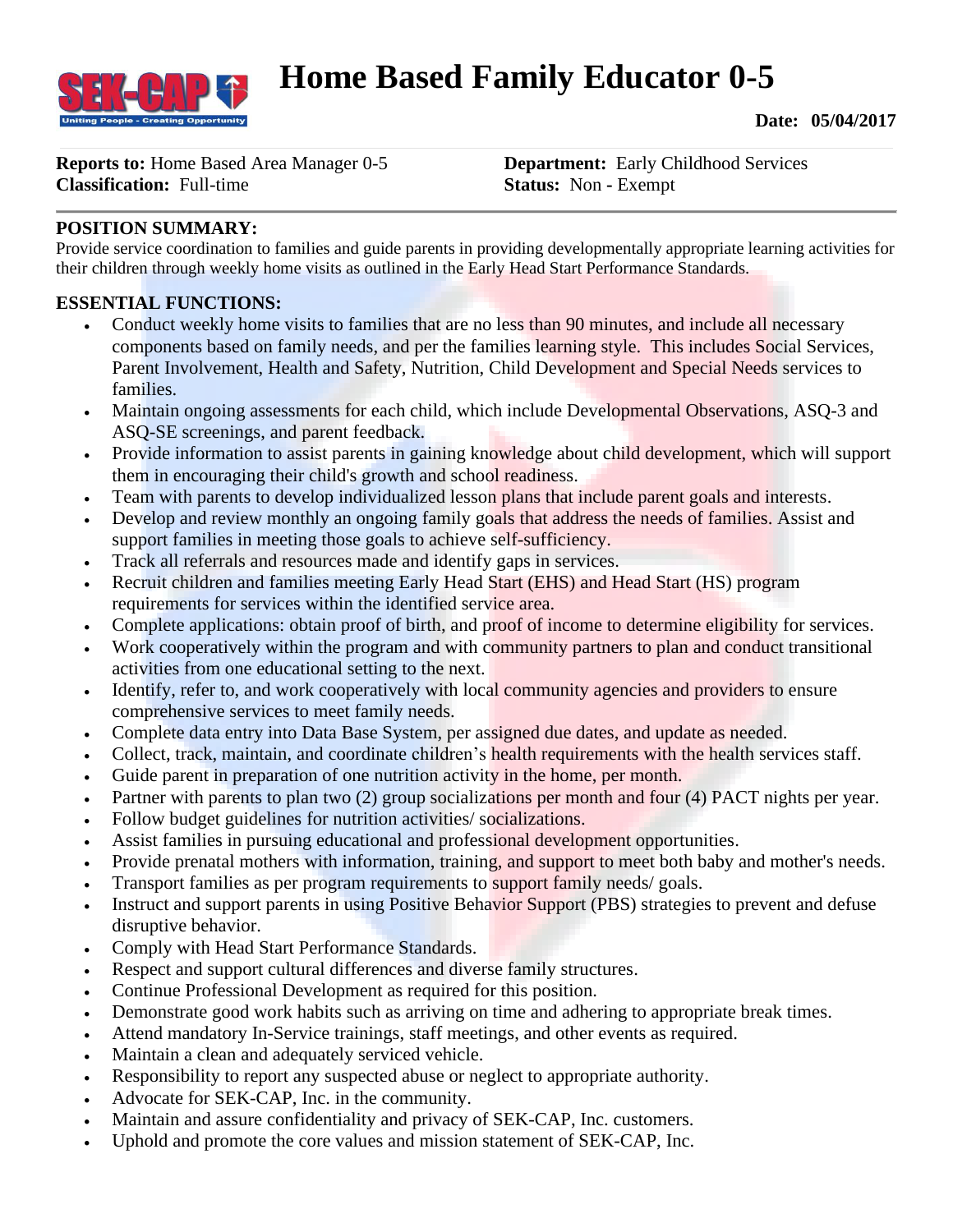# Home Based Family Educator 0-5

**Date: 05/04/2017**

**Reports to:** Home Based Area Manager 0-5
**Classification:** Full-time

**Department:** Early Childhood Services
**Status:** Non - Exempt

**POSITION SUMMARY:**

Provide service coordination to families and guide parents in providing developmentally appropriate learning activities for their children through weekly home visits as outlined in the Early Head Start Performance Standards.

**ESSENTIAL FUNCTIONS:**

- Conduct weekly home visits to families that are no less than 90 minutes, and include all necessary components based on family needs, and per the families learning style. This includes Social Services, Parent Involvement, Health and Safety, Nutrition, Child Development and Special Needs services to families.
- Maintain ongoing assessments for each child, which include Developmental Observations, ASQ-3 and ASQ-SE screenings, and parent feedback.
- Provide information to assist parents in gaining knowledge about child development, which will support them in encouraging their child's growth and school readiness.
- Team with parents to develop individualized lesson plans that include parent goals and interests.
- Develop and review monthly an ongoing family goals that address the needs of families. Assist and support families in meeting those goals to achieve self-sufficiency.
- Track all referrals and resources made and identify gaps in services.
- Recruit children and families meeting Early Head Start (EHS) and Head Start (HS) program requirements for services within the identified service area.
- Complete applications: obtain proof of birth, and proof of income to determine eligibility for services.
- Work cooperatively within the program and with community partners to plan and conduct transitional activities from one educational setting to the next.
- Identify, refer to, and work cooperatively with local community agencies and providers to ensure comprehensive services to meet family needs.
- Complete data entry into Data Base System, per assigned due dates, and update as needed.
- Collect, track, maintain, and coordinate children's health requirements with the health services staff.
- Guide parent in preparation of one nutrition activity in the home, per month.
- Partner with parents to plan two (2) group socializations per month and four (4) PACT nights per year.
- Follow budget guidelines for nutrition activities/ socializations.
- Assist families in pursuing educational and professional development opportunities.
- Provide prenatal mothers with information, training, and support to meet both baby and mother's needs.
- Transport families as per program requirements to support family needs/ goals.
- Instruct and support parents in using Positive Behavior Support (PBS) strategies to prevent and defuse disruptive behavior.
- Comply with Head Start Performance Standards.
- Respect and support cultural differences and diverse family structures.
- Continue Professional Development as required for this position.
- Demonstrate good work habits such as arriving on time and adhering to appropriate break times.
- Attend mandatory In-Service trainings, staff meetings, and other events as required.
- Maintain a clean and adequately serviced vehicle.
- Responsibility to report any suspected abuse or neglect to appropriate authority.
- Advocate for SEK-CAP, Inc. in the community.
- Maintain and assure confidentiality and privacy of SEK-CAP, Inc. customers.
- Uphold and promote the core values and mission statement of SEK-CAP, Inc.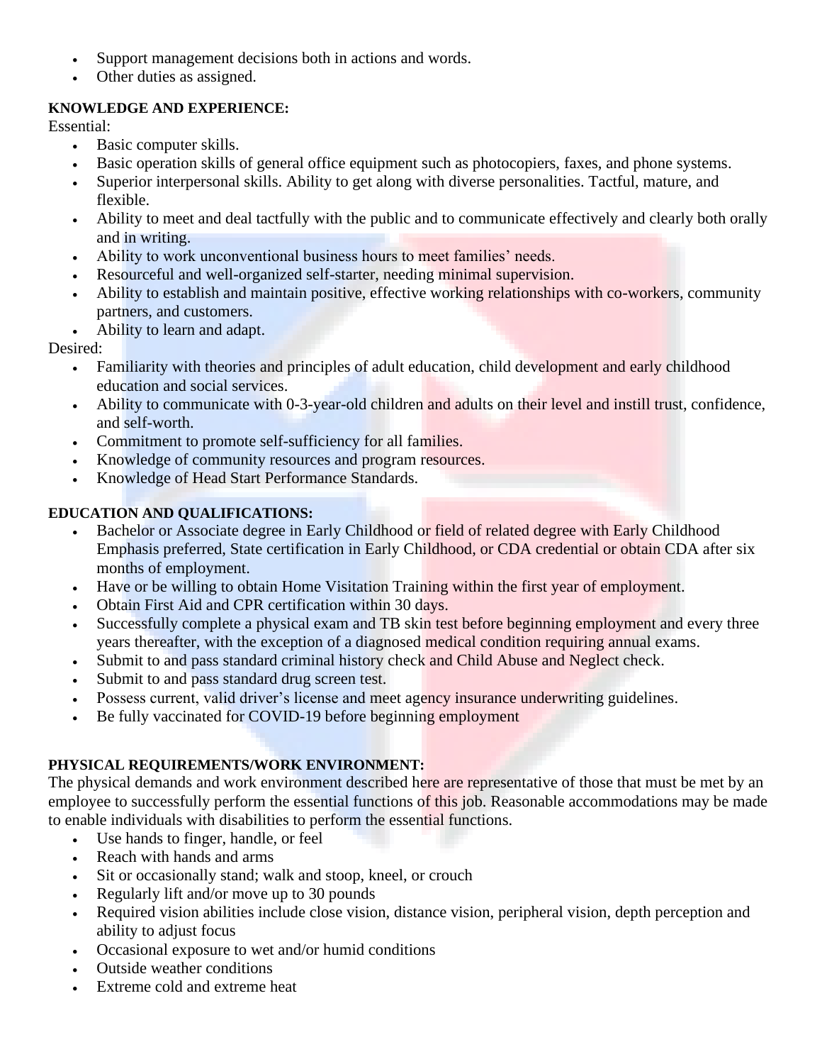- Support management decisions both in actions and words.
- Other duties as assigned.

**KNOWLEDGE AND EXPERIENCE:**

Essential:

- Basic computer skills.
- Basic operation skills of general office equipment such as photocopiers, faxes, and phone systems.
- Superior interpersonal skills. Ability to get along with diverse personalities. Tactful, mature, and flexible.
- Ability to meet and deal tactfully with the public and to communicate effectively and clearly both orally and in writing.
- Ability to work unconventional business hours to meet families' needs.
- Resourceful and well-organized self-starter, needing minimal supervision.
- Ability to establish and maintain positive, effective working relationships with co-workers, community partners, and customers.
- Ability to learn and adapt.

Desired:

- Familiarity with theories and principles of adult education, child development and early childhood education and social services.
- Ability to communicate with 0-3-year-old children and adults on their level and instill trust, confidence, and self-worth.
- Commitment to promote self-sufficiency for all families.
- Knowledge of community resources and program resources.
- Knowledge of Head Start Performance Standards.

**EDUCATION AND QUALIFICATIONS:**

- Bachelor or Associate degree in Early Childhood or field of related degree with Early Childhood Emphasis preferred, State certification in Early Childhood, or CDA credential or obtain CDA after six months of employment.
- Have or be willing to obtain Home Visitation Training within the first year of employment.
- Obtain First Aid and CPR certification within 30 days.
- Successfully complete a physical exam and TB skin test before beginning employment and every three years thereafter, with the exception of a diagnosed medical condition requiring annual exams.
- Submit to and pass standard criminal history check and Child Abuse and Neglect check.
- Submit to and pass standard drug screen test.
- Possess current, valid driver's license and meet agency insurance underwriting guidelines.
- Be fully vaccinated for COVID-19 before beginning employment

**PHYSICAL REQUIREMENTS/WORK ENVIRONMENT:**

The physical demands and work environment described here are representative of those that must be met by an employee to successfully perform the essential functions of this job. Reasonable accommodations may be made to enable individuals with disabilities to perform the essential functions.

- Use hands to finger, handle, or feel
- Reach with hands and arms
- Sit or occasionally stand; walk and stoop, kneel, or crouch
- Regularly lift and/or move up to 30 pounds
- Required vision abilities include close vision, distance vision, peripheral vision, depth perception and ability to adjust focus
- Occasional exposure to wet and/or humid conditions
- Outside weather conditions
- Extreme cold and extreme heat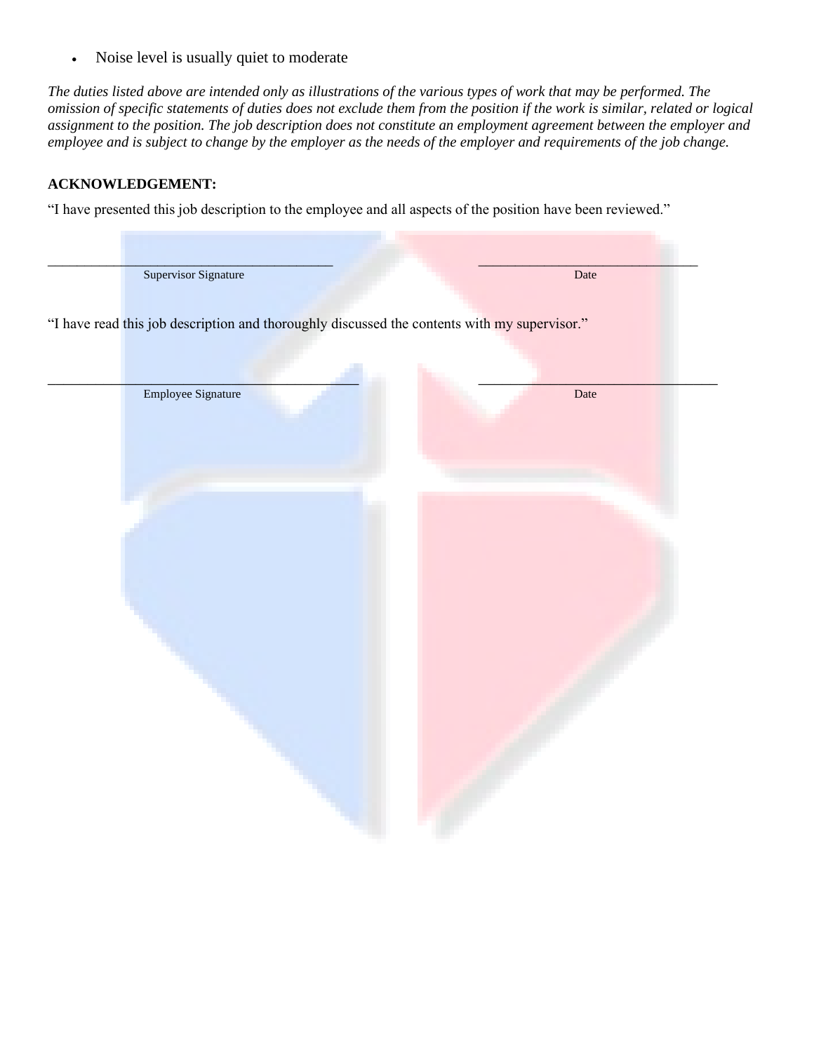- Noise level is usually quiet to moderate

*The duties listed above are intended only as illustrations of the various types of work that may be performed. The omission of specific statements of duties does not exclude them from the position if the work is similar, related or logical assignment to the position. The job description does not constitute an employment agreement between the employer and employee and is subject to change by the employer as the needs of the employer and requirements of the job change.*

**ACKNOWLEDGEMENT:**

"I have presented this job description to the employee and all aspects of the position have been reviewed."

\_\_\_\_\_\_\_\_\_\_\_\_\_\_\_\_\_\_\_\_\_\_\_\_\_\_\_\_\_\_\_\_\_\_\_\_\_\_\_\_ \_\_\_\_\_\_\_\_\_\_\_\_\_\_\_\_\_\_\_\_\_\_\_\_\_\_\_\_\_\_\_\_

Supervisor Signature Date

"I have read this job description and thoroughly discussed the contents with my supervisor."

\_\_\_\_\_\_\_\_\_\_\_\_\_\_\_\_\_\_\_\_\_\_\_\_\_\_\_\_\_\_\_\_\_\_\_\_\_\_\_\_\_\_\_\_ \_\_\_\_\_\_\_\_\_\_\_\_\_\_\_\_\_\_\_\_\_\_\_\_\_\_\_\_\_\_\_\_\_\_\_

Employee Signature Date